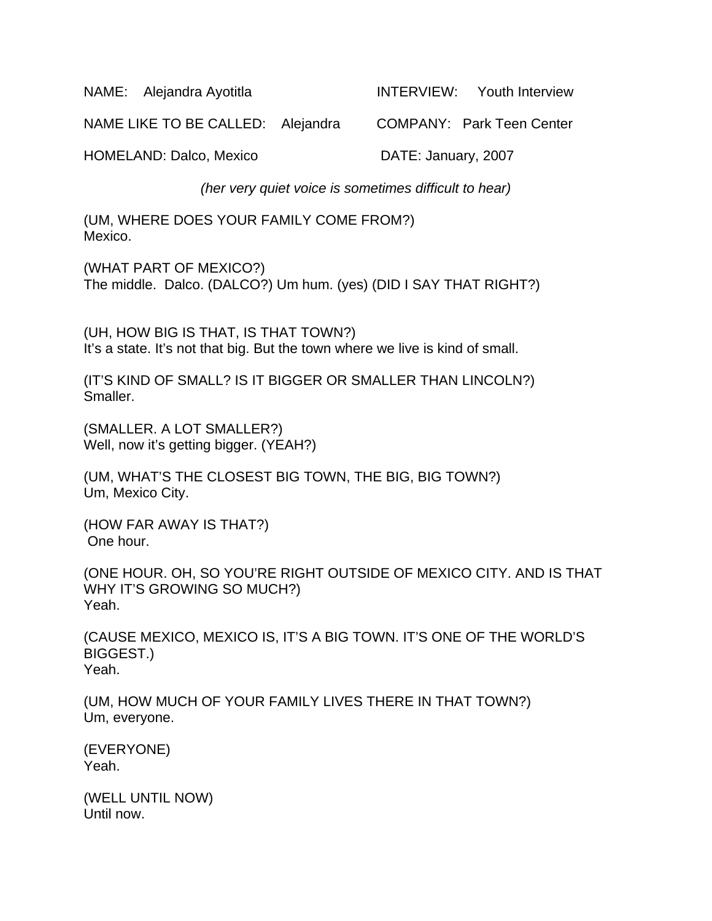NAME: Alejandra Ayotitla INTERVIEW: Youth Interview

NAME LIKE TO BE CALLED: Alejandra COMPANY: Park Teen Center

HOMELAND: Dalco, Mexico DATE: January, 2007

*(her very quiet voice is sometimes difficult to hear)*

(UM, WHERE DOES YOUR FAMILY COME FROM?)
Mexico.

(WHAT PART OF MEXICO?)
The middle. Dalco. (DALCO?) Um hum. (yes) (DID I SAY THAT RIGHT?)

(UH, HOW BIG IS THAT, IS THAT TOWN?)
It's a state. It's not that big. But the town where we live is kind of small.

(IT'S KIND OF SMALL? IS IT BIGGER OR SMALLER THAN LINCOLN?)
Smaller.

(SMALLER. A LOT SMALLER?)
Well, now it's getting bigger. (YEAH?)

(UM, WHAT'S THE CLOSEST BIG TOWN, THE BIG, BIG TOWN?)
Um, Mexico City.

(HOW FAR AWAY IS THAT?)
One hour.

(ONE HOUR. OH, SO YOU'RE RIGHT OUTSIDE OF MEXICO CITY. AND IS THAT WHY IT'S GROWING SO MUCH?)
Yeah.

(CAUSE MEXICO, MEXICO IS, IT'S A BIG TOWN. IT'S ONE OF THE WORLD'S BIGGEST.)
Yeah.

(UM, HOW MUCH OF YOUR FAMILY LIVES THERE IN THAT TOWN?)
Um, everyone.

(EVERYONE)
Yeah.

(WELL UNTIL NOW)
Until now.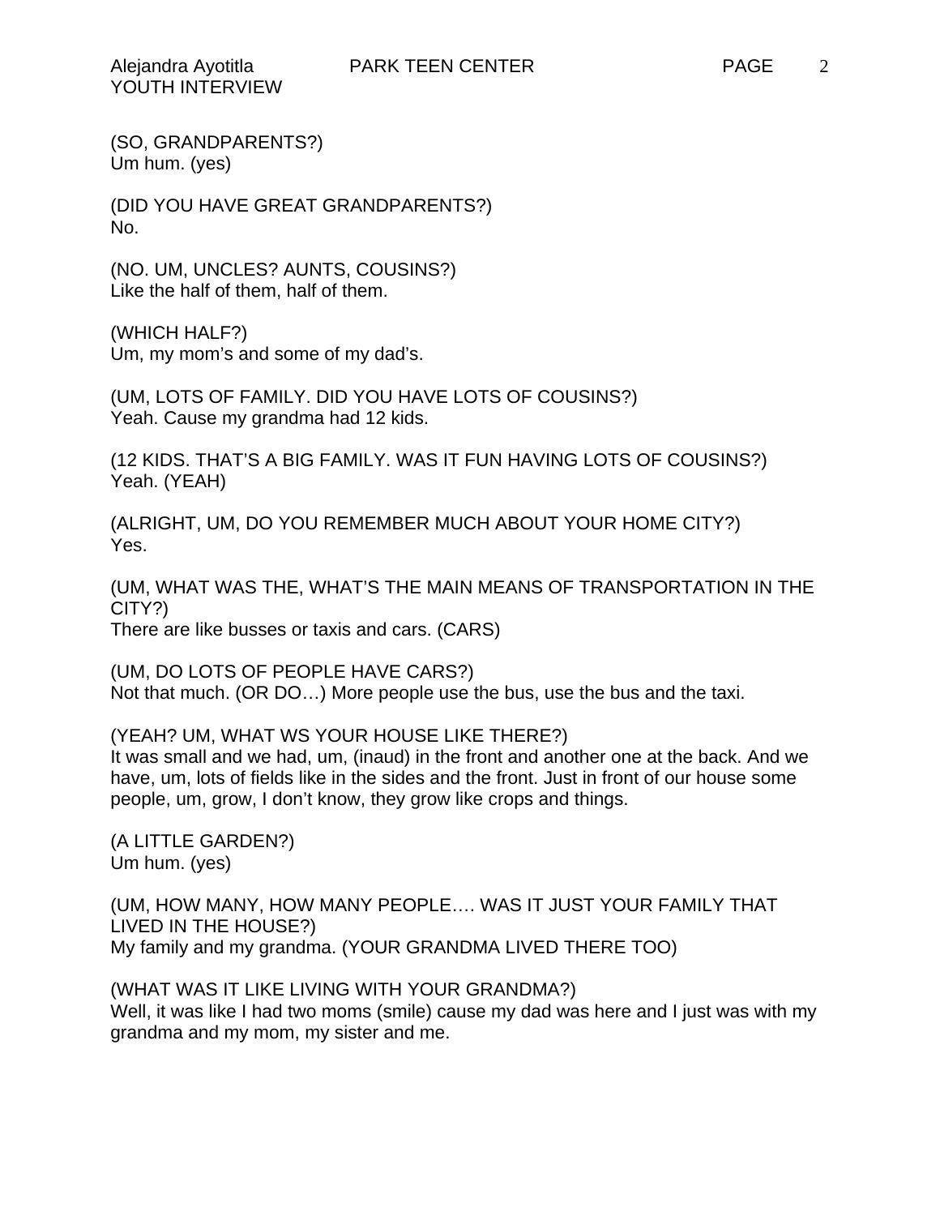(SO, GRANDPARENTS?)
Um hum. (yes)

(DID YOU HAVE GREAT GRANDPARENTS?)
No.

(NO. UM, UNCLES? AUNTS, COUSINS?)
Like the half of them, half of them.

(WHICH HALF?)
Um, my mom's and some of my dad's.

(UM, LOTS OF FAMILY. DID YOU HAVE LOTS OF COUSINS?)
Yeah. Cause my grandma had 12 kids.

(12 KIDS. THAT'S A BIG FAMILY. WAS IT FUN HAVING LOTS OF COUSINS?)
Yeah. (YEAH)

(ALRIGHT, UM, DO YOU REMEMBER MUCH ABOUT YOUR HOME CITY?)
Yes.

(UM, WHAT WAS THE, WHAT'S THE MAIN MEANS OF TRANSPORTATION IN THE CITY?)
There are like busses or taxis and cars. (CARS)

(UM, DO LOTS OF PEOPLE HAVE CARS?)
Not that much. (OR DO…) More people use the bus, use the bus and the taxi.

(YEAH? UM, WHAT WS YOUR HOUSE LIKE THERE?)
It was small and we had, um, (inaud) in the front and another one at the back. And we have, um, lots of fields like in the sides and the front. Just in front of our house some people, um, grow, I don't know, they grow like crops and things.

(A LITTLE GARDEN?)
Um hum. (yes)

(UM, HOW MANY, HOW MANY PEOPLE…. WAS IT JUST YOUR FAMILY THAT LIVED IN THE HOUSE?)
My family and my grandma. (YOUR GRANDMA LIVED THERE TOO)

(WHAT WAS IT LIKE LIVING WITH YOUR GRANDMA?)
Well, it was like I had two moms (smile) cause my dad was here and I just was with my grandma and my mom, my sister and me.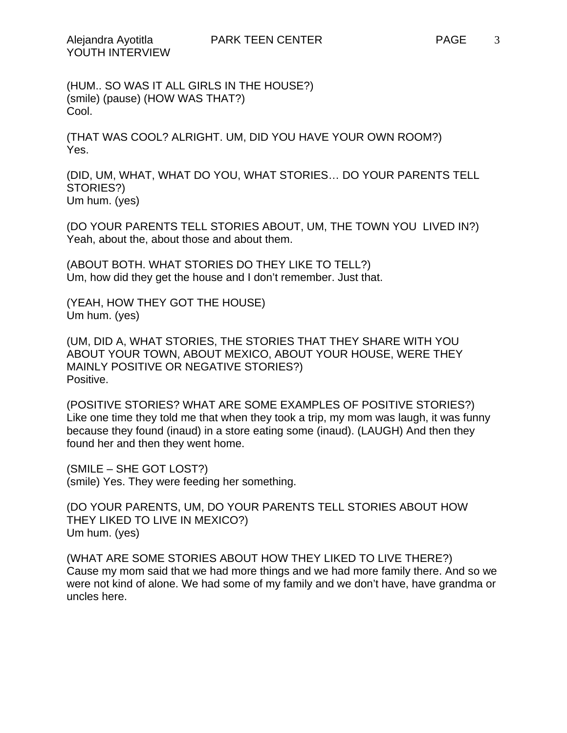(HUM.. SO WAS IT ALL GIRLS IN THE HOUSE?)
(smile) (pause) (HOW WAS THAT?)
Cool.

(THAT WAS COOL? ALRIGHT. UM, DID YOU HAVE YOUR OWN ROOM?)
Yes.

(DID, UM, WHAT, WHAT DO YOU, WHAT STORIES… DO YOUR PARENTS TELL STORIES?)
Um hum. (yes)

(DO YOUR PARENTS TELL STORIES ABOUT, UM, THE TOWN YOU LIVED IN?)
Yeah, about the, about those and about them.

(ABOUT BOTH. WHAT STORIES DO THEY LIKE TO TELL?)
Um, how did they get the house and I don't remember. Just that.

(YEAH, HOW THEY GOT THE HOUSE)
Um hum. (yes)

(UM, DID A, WHAT STORIES, THE STORIES THAT THEY SHARE WITH YOU ABOUT YOUR TOWN, ABOUT MEXICO, ABOUT YOUR HOUSE, WERE THEY MAINLY POSITIVE OR NEGATIVE STORIES?)
Positive.

(POSITIVE STORIES? WHAT ARE SOME EXAMPLES OF POSITIVE STORIES?)
Like one time they told me that when they took a trip, my mom was laugh, it was funny because they found (inaud) in a store eating some (inaud). (LAUGH) And then they found her and then they went home.

(SMILE – SHE GOT LOST?)
(smile) Yes. They were feeding her something.

(DO YOUR PARENTS, UM, DO YOUR PARENTS TELL STORIES ABOUT HOW THEY LIKED TO LIVE IN MEXICO?)
Um hum. (yes)

(WHAT ARE SOME STORIES ABOUT HOW THEY LIKED TO LIVE THERE?)
Cause my mom said that we had more things and we had more family there. And so we were not kind of alone. We had some of my family and we don't have, have grandma or uncles here.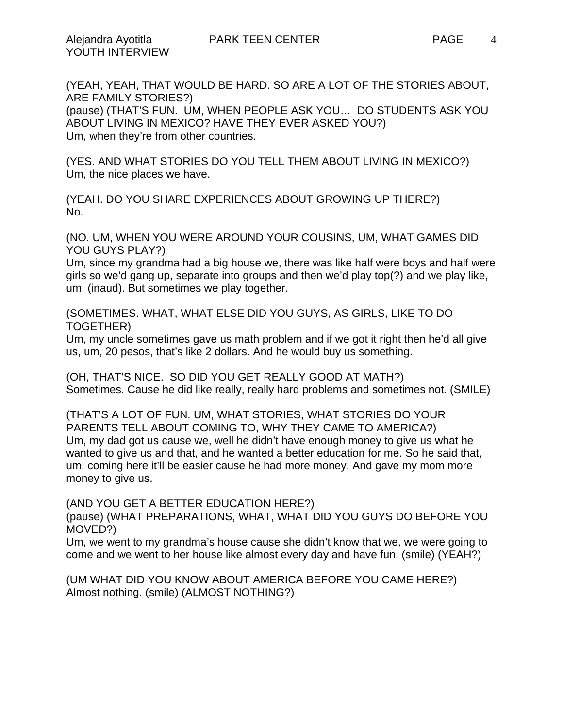(YEAH, YEAH, THAT WOULD BE HARD. SO ARE A LOT OF THE STORIES ABOUT, ARE FAMILY STORIES?)
(pause) (THAT'S FUN. UM, WHEN PEOPLE ASK YOU… DO STUDENTS ASK YOU ABOUT LIVING IN MEXICO? HAVE THEY EVER ASKED YOU?)
Um, when they're from other countries.

(YES. AND WHAT STORIES DO YOU TELL THEM ABOUT LIVING IN MEXICO?)
Um, the nice places we have.

(YEAH. DO YOU SHARE EXPERIENCES ABOUT GROWING UP THERE?)
No.

(NO. UM, WHEN YOU WERE AROUND YOUR COUSINS, UM, WHAT GAMES DID YOU GUYS PLAY?)
Um, since my grandma had a big house we, there was like half were boys and half were girls so we'd gang up, separate into groups and then we'd play top(?) and we play like, um, (inaud). But sometimes we play together.

(SOMETIMES. WHAT, WHAT ELSE DID YOU GUYS, AS GIRLS, LIKE TO DO TOGETHER)
Um, my uncle sometimes gave us math problem and if we got it right then he'd all give us, um, 20 pesos, that's like 2 dollars. And he would buy us something.

(OH, THAT'S NICE. SO DID YOU GET REALLY GOOD AT MATH?)
Sometimes. Cause he did like really, really hard problems and sometimes not. (SMILE)

(THAT'S A LOT OF FUN. UM, WHAT STORIES, WHAT STORIES DO YOUR PARENTS TELL ABOUT COMING TO, WHY THEY CAME TO AMERICA?)
Um, my dad got us cause we, well he didn't have enough money to give us what he wanted to give us and that, and he wanted a better education for me. So he said that, um, coming here it'll be easier cause he had more money. And gave my mom more money to give us.

(AND YOU GET A BETTER EDUCATION HERE?)
(pause) (WHAT PREPARATIONS, WHAT, WHAT DID YOU GUYS DO BEFORE YOU MOVED?)
Um, we went to my grandma's house cause she didn't know that we, we were going to come and we went to her house like almost every day and have fun. (smile) (YEAH?)

(UM WHAT DID YOU KNOW ABOUT AMERICA BEFORE YOU CAME HERE?)
Almost nothing. (smile) (ALMOST NOTHING?)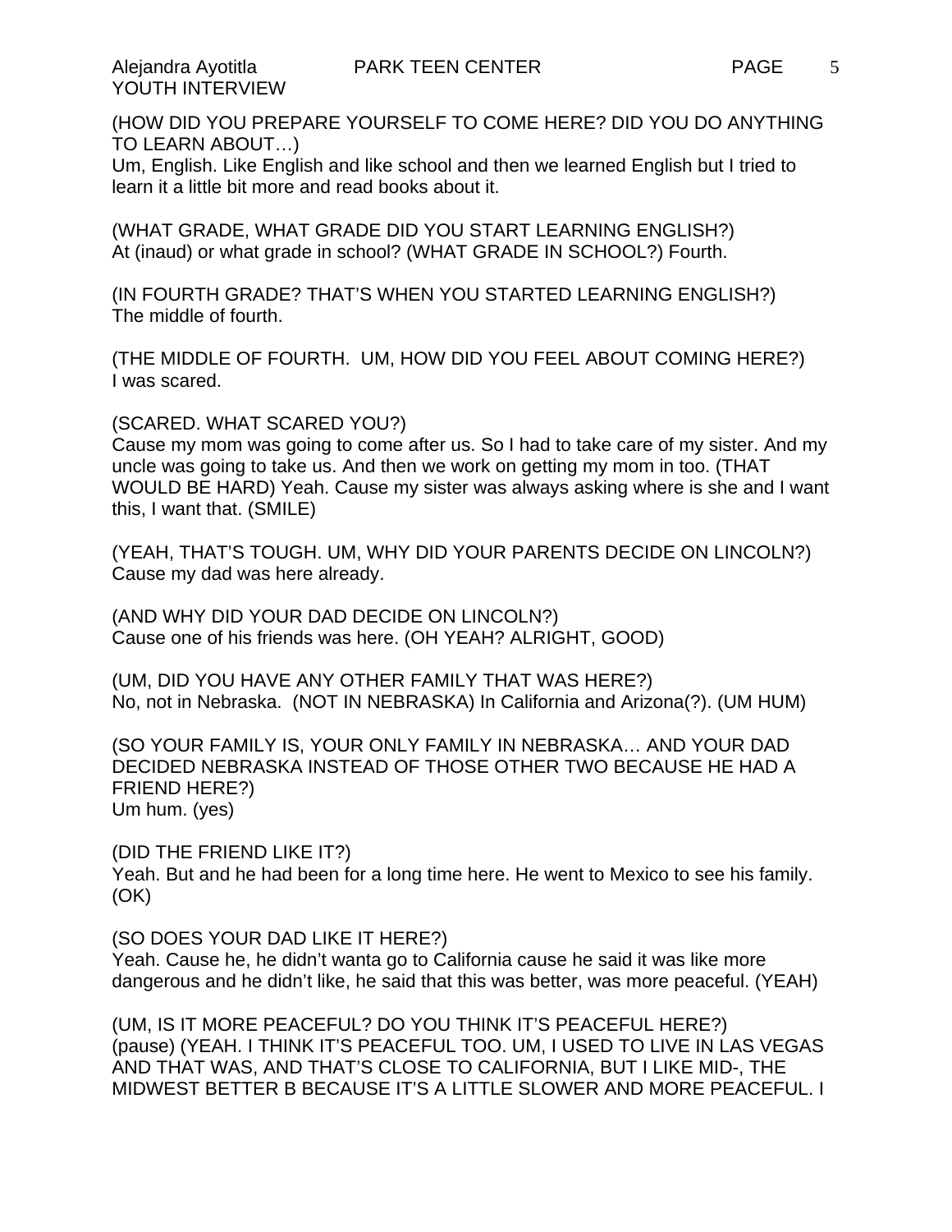(HOW DID YOU PREPARE YOURSELF TO COME HERE? DID YOU DO ANYTHING TO LEARN ABOUT…)
Um, English. Like English and like school and then we learned English but I tried to learn it a little bit more and read books about it.

(WHAT GRADE, WHAT GRADE DID YOU START LEARNING ENGLISH?)
At (inaud) or what grade in school? (WHAT GRADE IN SCHOOL?) Fourth.

(IN FOURTH GRADE? THAT'S WHEN YOU STARTED LEARNING ENGLISH?)
The middle of fourth.

(THE MIDDLE OF FOURTH. UM, HOW DID YOU FEEL ABOUT COMING HERE?)
I was scared.

(SCARED. WHAT SCARED YOU?)
Cause my mom was going to come after us. So I had to take care of my sister. And my uncle was going to take us. And then we work on getting my mom in too. (THAT WOULD BE HARD) Yeah. Cause my sister was always asking where is she and I want this, I want that. (SMILE)

(YEAH, THAT'S TOUGH. UM, WHY DID YOUR PARENTS DECIDE ON LINCOLN?)
Cause my dad was here already.

(AND WHY DID YOUR DAD DECIDE ON LINCOLN?)
Cause one of his friends was here. (OH YEAH? ALRIGHT, GOOD)

(UM, DID YOU HAVE ANY OTHER FAMILY THAT WAS HERE?)
No, not in Nebraska. (NOT IN NEBRASKA) In California and Arizona(?). (UM HUM)

(SO YOUR FAMILY IS, YOUR ONLY FAMILY IN NEBRASKA… AND YOUR DAD DECIDED NEBRASKA INSTEAD OF THOSE OTHER TWO BECAUSE HE HAD A FRIEND HERE?)
Um hum. (yes)

(DID THE FRIEND LIKE IT?)
Yeah. But and he had been for a long time here. He went to Mexico to see his family. (OK)

(SO DOES YOUR DAD LIKE IT HERE?)
Yeah. Cause he, he didn't wanta go to California cause he said it was like more dangerous and he didn't like, he said that this was better, was more peaceful. (YEAH)

(UM, IS IT MORE PEACEFUL? DO YOU THINK IT'S PEACEFUL HERE?)
(pause) (YEAH. I THINK IT'S PEACEFUL TOO. UM, I USED TO LIVE IN LAS VEGAS AND THAT WAS, AND THAT'S CLOSE TO CALIFORNIA, BUT I LIKE MID-, THE MIDWEST BETTER B BECAUSE IT'S A LITTLE SLOWER AND MORE PEACEFUL. I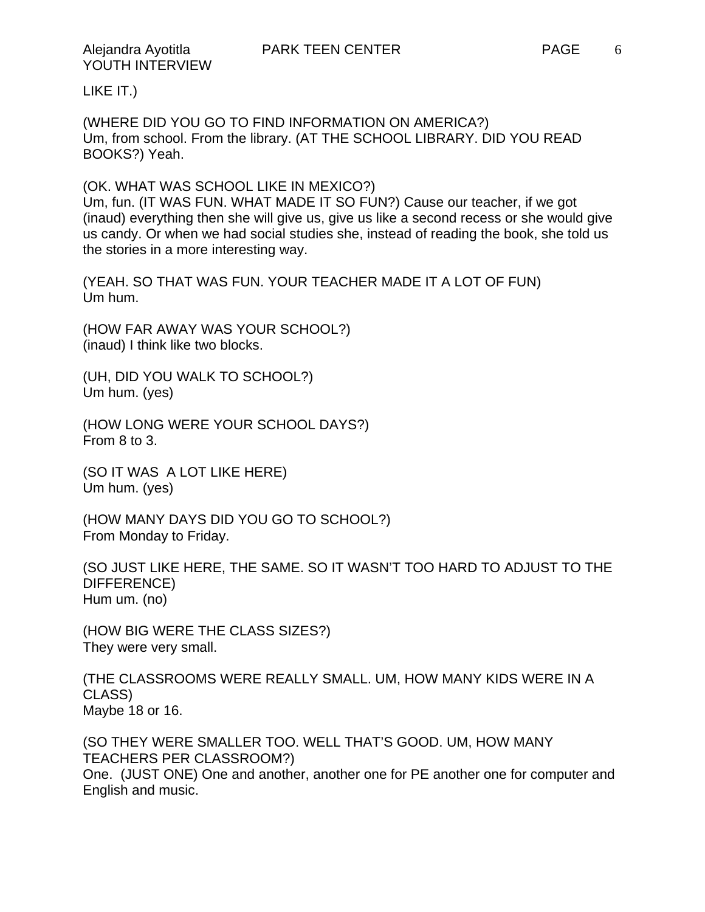LIKE IT.)

(WHERE DID YOU GO TO FIND INFORMATION ON AMERICA?)
Um, from school. From the library. (AT THE SCHOOL LIBRARY. DID YOU READ BOOKS?) Yeah.

(OK. WHAT WAS SCHOOL LIKE IN MEXICO?)
Um, fun. (IT WAS FUN. WHAT MADE IT SO FUN?) Cause our teacher, if we got (inaud) everything then she will give us, give us like a second recess or she would give us candy. Or when we had social studies she, instead of reading the book, she told us the stories in a more interesting way.

(YEAH. SO THAT WAS FUN. YOUR TEACHER MADE IT A LOT OF FUN)
Um hum.

(HOW FAR AWAY WAS YOUR SCHOOL?)
(inaud) I think like two blocks.

(UH, DID YOU WALK TO SCHOOL?)
Um hum. (yes)

(HOW LONG WERE YOUR SCHOOL DAYS?)
From 8 to 3.

(SO IT WAS  A LOT LIKE HERE)
Um hum. (yes)

(HOW MANY DAYS DID YOU GO TO SCHOOL?)
From Monday to Friday.

(SO JUST LIKE HERE, THE SAME. SO IT WASN'T TOO HARD TO ADJUST TO THE DIFFERENCE)
Hum um. (no)

(HOW BIG WERE THE CLASS SIZES?)
They were very small.

(THE CLASSROOMS WERE REALLY SMALL. UM, HOW MANY KIDS WERE IN A CLASS)
Maybe 18 or 16.

(SO THEY WERE SMALLER TOO. WELL THAT'S GOOD. UM, HOW MANY TEACHERS PER CLASSROOM?)
One.  (JUST ONE) One and another, another one for PE another one for computer and English and music.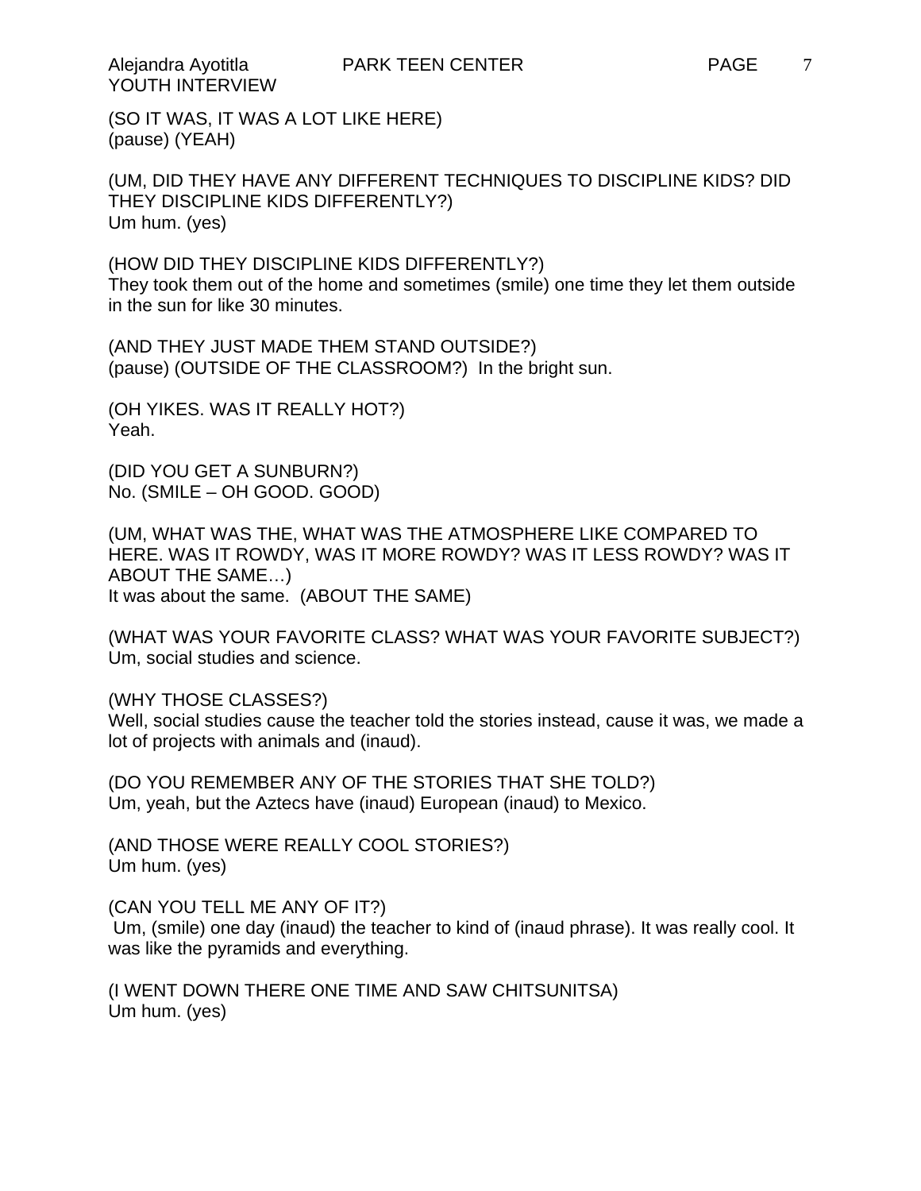(SO IT WAS, IT WAS A LOT LIKE HERE)
(pause) (YEAH)

(UM, DID THEY HAVE ANY DIFFERENT TECHNIQUES TO DISCIPLINE KIDS? DID THEY DISCIPLINE KIDS DIFFERENTLY?)
Um hum. (yes)

(HOW DID THEY DISCIPLINE KIDS DIFFERENTLY?)
They took them out of the home and sometimes (smile) one time they let them outside in the sun for like 30 minutes.

(AND THEY JUST MADE THEM STAND OUTSIDE?)
(pause) (OUTSIDE OF THE CLASSROOM?) In the bright sun.

(OH YIKES. WAS IT REALLY HOT?)
Yeah.

(DID YOU GET A SUNBURN?)
No. (SMILE – OH GOOD. GOOD)

(UM, WHAT WAS THE, WHAT WAS THE ATMOSPHERE LIKE COMPARED TO HERE. WAS IT ROWDY, WAS IT MORE ROWDY? WAS IT LESS ROWDY? WAS IT ABOUT THE SAME…)
It was about the same. (ABOUT THE SAME)

(WHAT WAS YOUR FAVORITE CLASS? WHAT WAS YOUR FAVORITE SUBJECT?)
Um, social studies and science.

(WHY THOSE CLASSES?)
Well, social studies cause the teacher told the stories instead, cause it was, we made a lot of projects with animals and (inaud).

(DO YOU REMEMBER ANY OF THE STORIES THAT SHE TOLD?)
Um, yeah, but the Aztecs have (inaud) European (inaud) to Mexico.

(AND THOSE WERE REALLY COOL STORIES?)
Um hum. (yes)

(CAN YOU TELL ME ANY OF IT?)
Um, (smile) one day (inaud) the teacher to kind of (inaud phrase). It was really cool. It was like the pyramids and everything.

(I WENT DOWN THERE ONE TIME AND SAW CHITSUNITSA)
Um hum. (yes)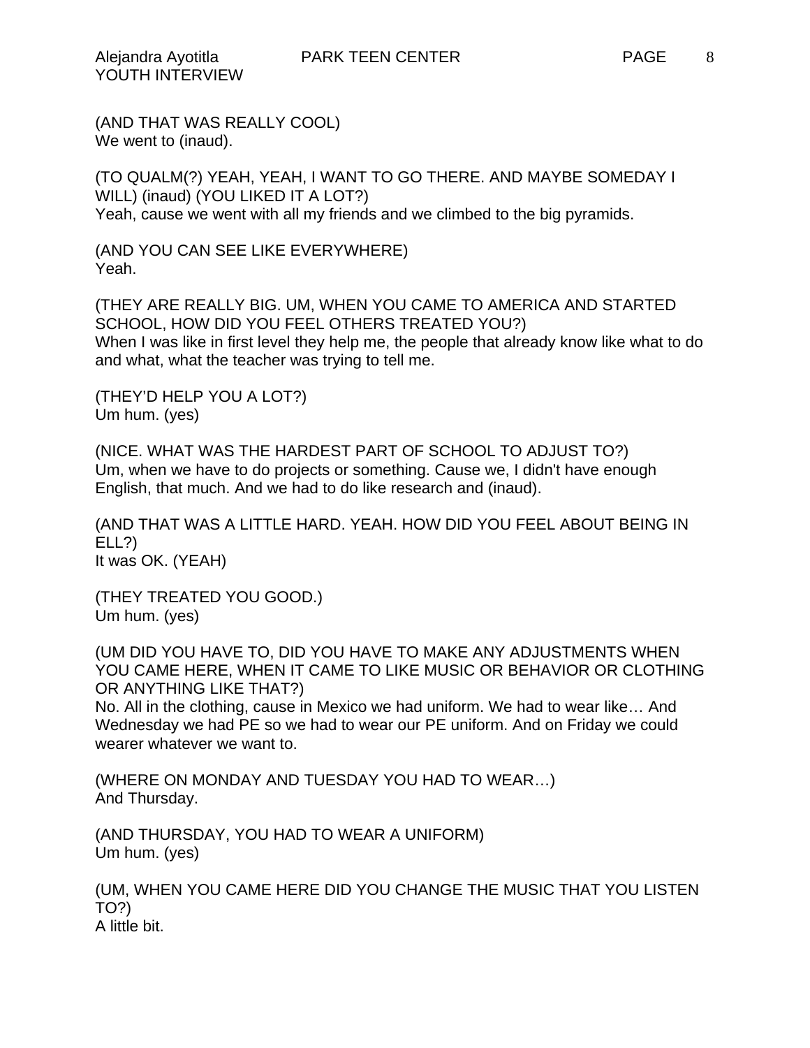(AND THAT WAS REALLY COOL)
We went to (inaud).

(TO QUALM(?) YEAH, YEAH, I WANT TO GO THERE. AND MAYBE SOMEDAY I WILL) (inaud) (YOU LIKED IT A LOT?)
Yeah, cause we went with all my friends and we climbed to the big pyramids.

(AND YOU CAN SEE LIKE EVERYWHERE)
Yeah.

(THEY ARE REALLY BIG. UM, WHEN YOU CAME TO AMERICA AND STARTED SCHOOL, HOW DID YOU FEEL OTHERS TREATED YOU?)
When I was like in first level they help me, the people that already know like what to do and what, what the teacher was trying to tell me.

(THEY'D HELP YOU A LOT?)
Um hum. (yes)

(NICE. WHAT WAS THE HARDEST PART OF SCHOOL TO ADJUST TO?)
Um, when we have to do projects or something. Cause we, I didn't have enough English, that much. And we had to do like research and (inaud).

(AND THAT WAS A LITTLE HARD. YEAH. HOW DID YOU FEEL ABOUT BEING IN ELL?)
It was OK. (YEAH)

(THEY TREATED YOU GOOD.)
Um hum. (yes)

(UM DID YOU HAVE TO, DID YOU HAVE TO MAKE ANY ADJUSTMENTS WHEN YOU CAME HERE, WHEN IT CAME TO LIKE MUSIC OR BEHAVIOR OR CLOTHING OR ANYTHING LIKE THAT?)
No. All in the clothing, cause in Mexico we had uniform. We had to wear like… And Wednesday we had PE so we had to wear our PE uniform. And on Friday we could wearer whatever we want to.

(WHERE ON MONDAY AND TUESDAY YOU HAD TO WEAR…)
And Thursday.

(AND THURSDAY, YOU HAD TO WEAR A UNIFORM)
Um hum. (yes)

(UM, WHEN YOU CAME HERE DID YOU CHANGE THE MUSIC THAT YOU LISTEN TO?)
A little bit.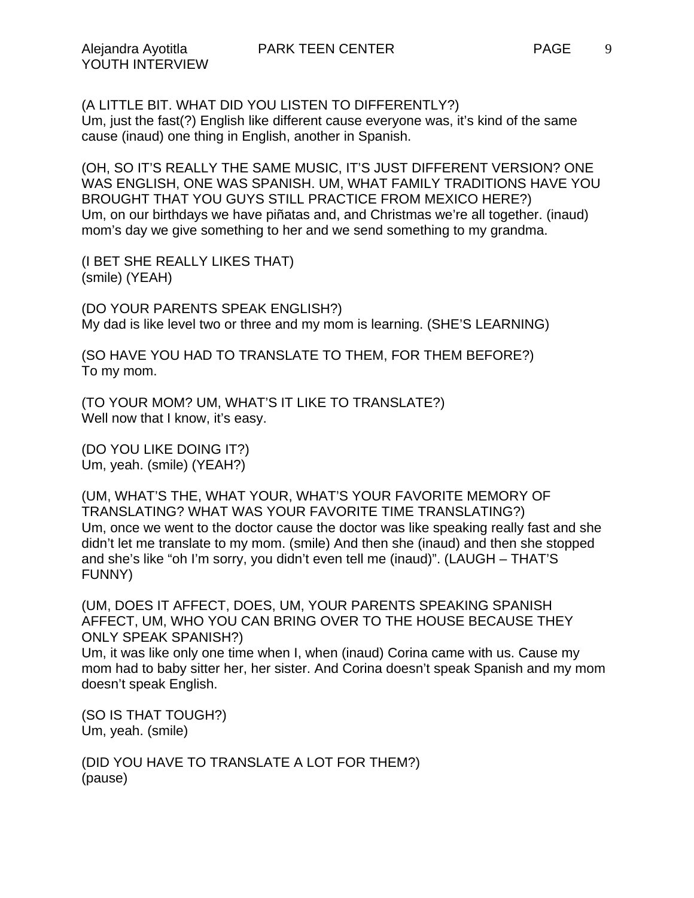(A LITTLE BIT. WHAT DID YOU LISTEN TO DIFFERENTLY?)
Um, just the fast(?) English like different cause everyone was, it's kind of the same cause (inaud) one thing in English, another in Spanish.

(OH, SO IT'S REALLY THE SAME MUSIC, IT'S JUST DIFFERENT VERSION? ONE WAS ENGLISH, ONE WAS SPANISH. UM, WHAT FAMILY TRADITIONS HAVE YOU BROUGHT THAT YOU GUYS STILL PRACTICE FROM MEXICO HERE?)
Um, on our birthdays we have piñatas and, and Christmas we're all together. (inaud) mom's day we give something to her and we send something to my grandma.

(I BET SHE REALLY LIKES THAT)
(smile) (YEAH)

(DO YOUR PARENTS SPEAK ENGLISH?)
My dad is like level two or three and my mom is learning. (SHE'S LEARNING)

(SO HAVE YOU HAD TO TRANSLATE TO THEM, FOR THEM BEFORE?)
To my mom.

(TO YOUR MOM? UM, WHAT'S IT LIKE TO TRANSLATE?)
Well now that I know, it's easy.

(DO YOU LIKE DOING IT?)
Um, yeah. (smile) (YEAH?)

(UM, WHAT'S THE, WHAT YOUR, WHAT'S YOUR FAVORITE MEMORY OF TRANSLATING? WHAT WAS YOUR FAVORITE TIME TRANSLATING?)
Um, once we went to the doctor cause the doctor was like speaking really fast and she didn't let me translate to my mom. (smile) And then she (inaud) and then she stopped and she's like "oh I'm sorry, you didn't even tell me (inaud)". (LAUGH – THAT'S FUNNY)

(UM, DOES IT AFFECT, DOES, UM, YOUR PARENTS SPEAKING SPANISH AFFECT, UM, WHO YOU CAN BRING OVER TO THE HOUSE BECAUSE THEY ONLY SPEAK SPANISH?)
Um, it was like only one time when I, when (inaud) Corina came with us. Cause my mom had to baby sitter her, her sister. And Corina doesn't speak Spanish and my mom doesn't speak English.

(SO IS THAT TOUGH?)
Um, yeah. (smile)

(DID YOU HAVE TO TRANSLATE A LOT FOR THEM?)
(pause)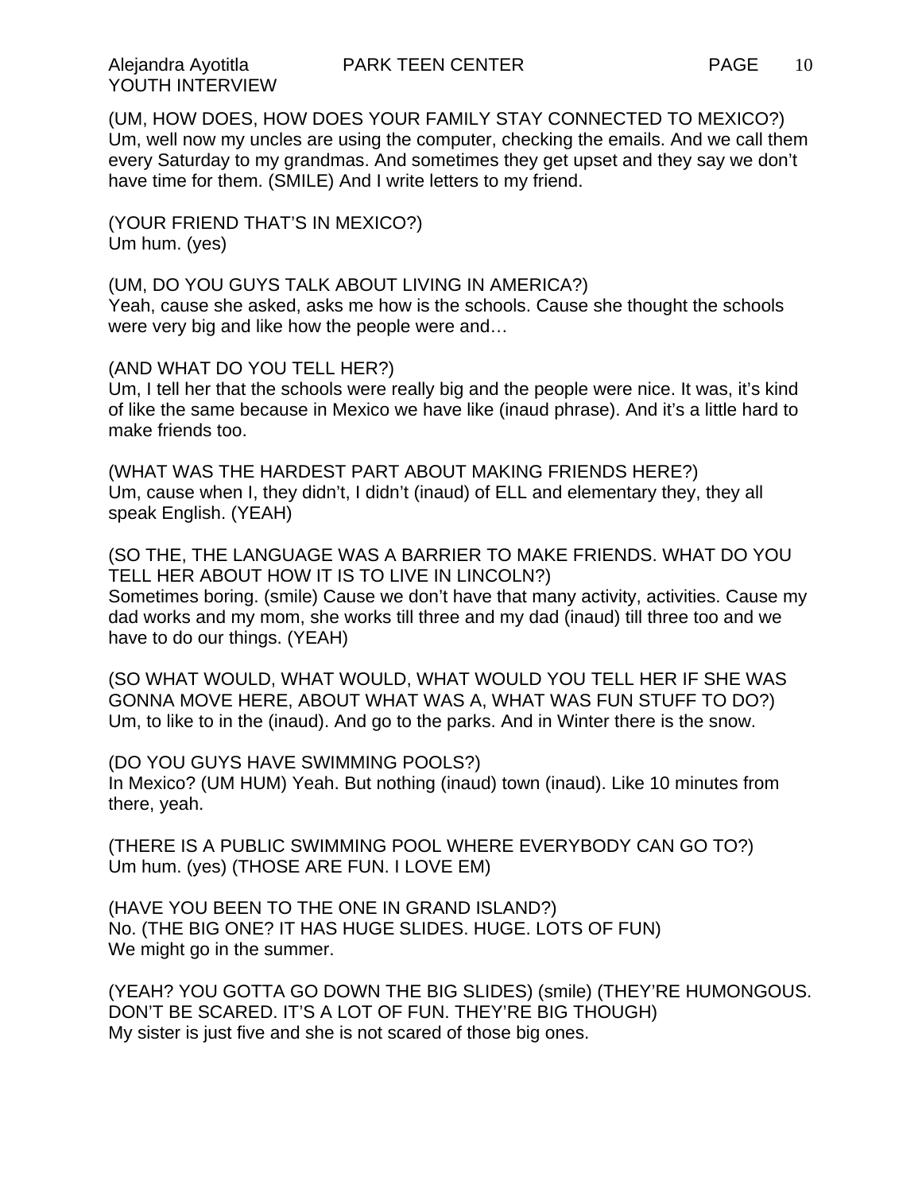(UM, HOW DOES, HOW DOES YOUR FAMILY STAY CONNECTED TO MEXICO?)
Um, well now my uncles are using the computer, checking the emails. And we call them every Saturday to my grandmas. And sometimes they get upset and they say we don't have time for them. (SMILE) And I write letters to my friend.

(YOUR FRIEND THAT'S IN MEXICO?)
Um hum. (yes)

(UM, DO YOU GUYS TALK ABOUT LIVING IN AMERICA?)
Yeah, cause she asked, asks me how is the schools. Cause she thought the schools were very big and like how the people were and…

(AND WHAT DO YOU TELL HER?)
Um, I tell her that the schools were really big and the people were nice. It was, it's kind of like the same because in Mexico we have like (inaud phrase). And it's a little hard to make friends too.

(WHAT WAS THE HARDEST PART ABOUT MAKING FRIENDS HERE?)
Um, cause when I, they didn't, I didn't (inaud) of ELL and elementary they, they all speak English. (YEAH)

(SO THE, THE LANGUAGE WAS A BARRIER TO MAKE FRIENDS. WHAT DO YOU TELL HER ABOUT HOW IT IS TO LIVE IN LINCOLN?)
Sometimes boring. (smile) Cause we don't have that many activity, activities. Cause my dad works and my mom, she works till three and my dad (inaud) till three too and we have to do our things. (YEAH)

(SO WHAT WOULD, WHAT WOULD, WHAT WOULD YOU TELL HER IF SHE WAS GONNA MOVE HERE, ABOUT WHAT WAS A, WHAT WAS FUN STUFF TO DO?)
Um, to like to in the (inaud). And go to the parks. And in Winter there is the snow.

(DO YOU GUYS HAVE SWIMMING POOLS?)
In Mexico? (UM HUM) Yeah. But nothing (inaud) town (inaud). Like 10 minutes from there, yeah.

(THERE IS A PUBLIC SWIMMING POOL WHERE EVERYBODY CAN GO TO?)
Um hum. (yes) (THOSE ARE FUN. I LOVE EM)

(HAVE YOU BEEN TO THE ONE IN GRAND ISLAND?)
No. (THE BIG ONE? IT HAS HUGE SLIDES. HUGE. LOTS OF FUN)
We might go in the summer.

(YEAH? YOU GOTTA GO DOWN THE BIG SLIDES) (smile) (THEY'RE HUMONGOUS. DON'T BE SCARED. IT'S A LOT OF FUN. THEY'RE BIG THOUGH)
My sister is just five and she is not scared of those big ones.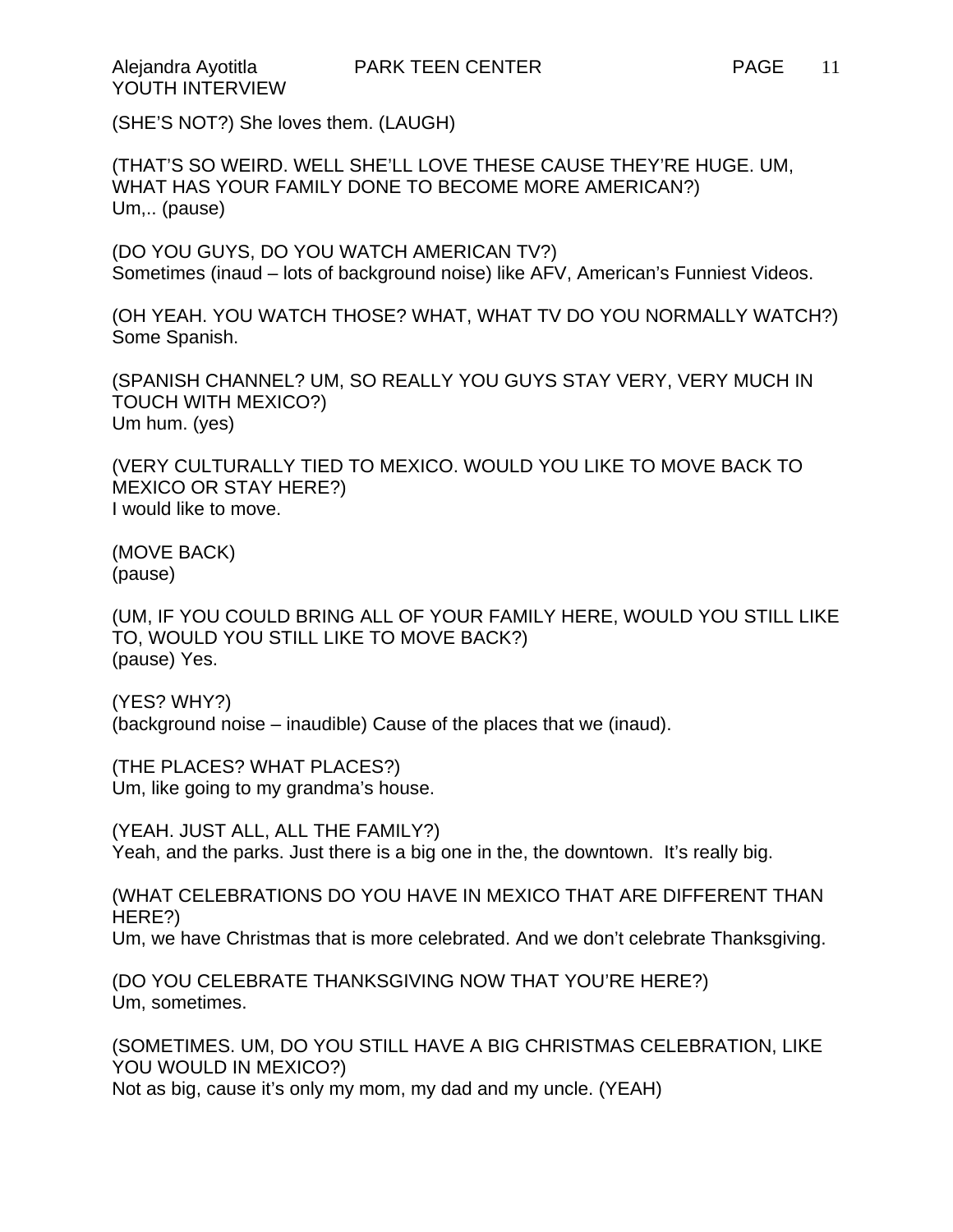(SHE'S NOT?) She loves them. (LAUGH)

(THAT'S SO WEIRD. WELL SHE'LL LOVE THESE CAUSE THEY'RE HUGE. UM, WHAT HAS YOUR FAMILY DONE TO BECOME MORE AMERICAN?)
Um,.. (pause)

(DO YOU GUYS, DO YOU WATCH AMERICAN TV?)
Sometimes (inaud – lots of background noise) like AFV, American's Funniest Videos.

(OH YEAH. YOU WATCH THOSE? WHAT, WHAT TV DO YOU NORMALLY WATCH?)
Some Spanish.

(SPANISH CHANNEL? UM, SO REALLY YOU GUYS STAY VERY, VERY MUCH IN TOUCH WITH MEXICO?)
Um hum. (yes)

(VERY CULTURALLY TIED TO MEXICO. WOULD YOU LIKE TO MOVE BACK TO MEXICO OR STAY HERE?)
I would like to move.

(MOVE BACK)
(pause)

(UM, IF YOU COULD BRING ALL OF YOUR FAMILY HERE, WOULD YOU STILL LIKE TO, WOULD YOU STILL LIKE TO MOVE BACK?)
(pause) Yes.

(YES? WHY?)
(background noise – inaudible) Cause of the places that we (inaud).

(THE PLACES? WHAT PLACES?)
Um, like going to my grandma's house.

(YEAH. JUST ALL, ALL THE FAMILY?)
Yeah, and the parks. Just there is a big one in the, the downtown. It's really big.

(WHAT CELEBRATIONS DO YOU HAVE IN MEXICO THAT ARE DIFFERENT THAN HERE?)
Um, we have Christmas that is more celebrated. And we don't celebrate Thanksgiving.

(DO YOU CELEBRATE THANKSGIVING NOW THAT YOU'RE HERE?)
Um, sometimes.

(SOMETIMES. UM, DO YOU STILL HAVE A BIG CHRISTMAS CELEBRATION, LIKE YOU WOULD IN MEXICO?)
Not as big, cause it's only my mom, my dad and my uncle. (YEAH)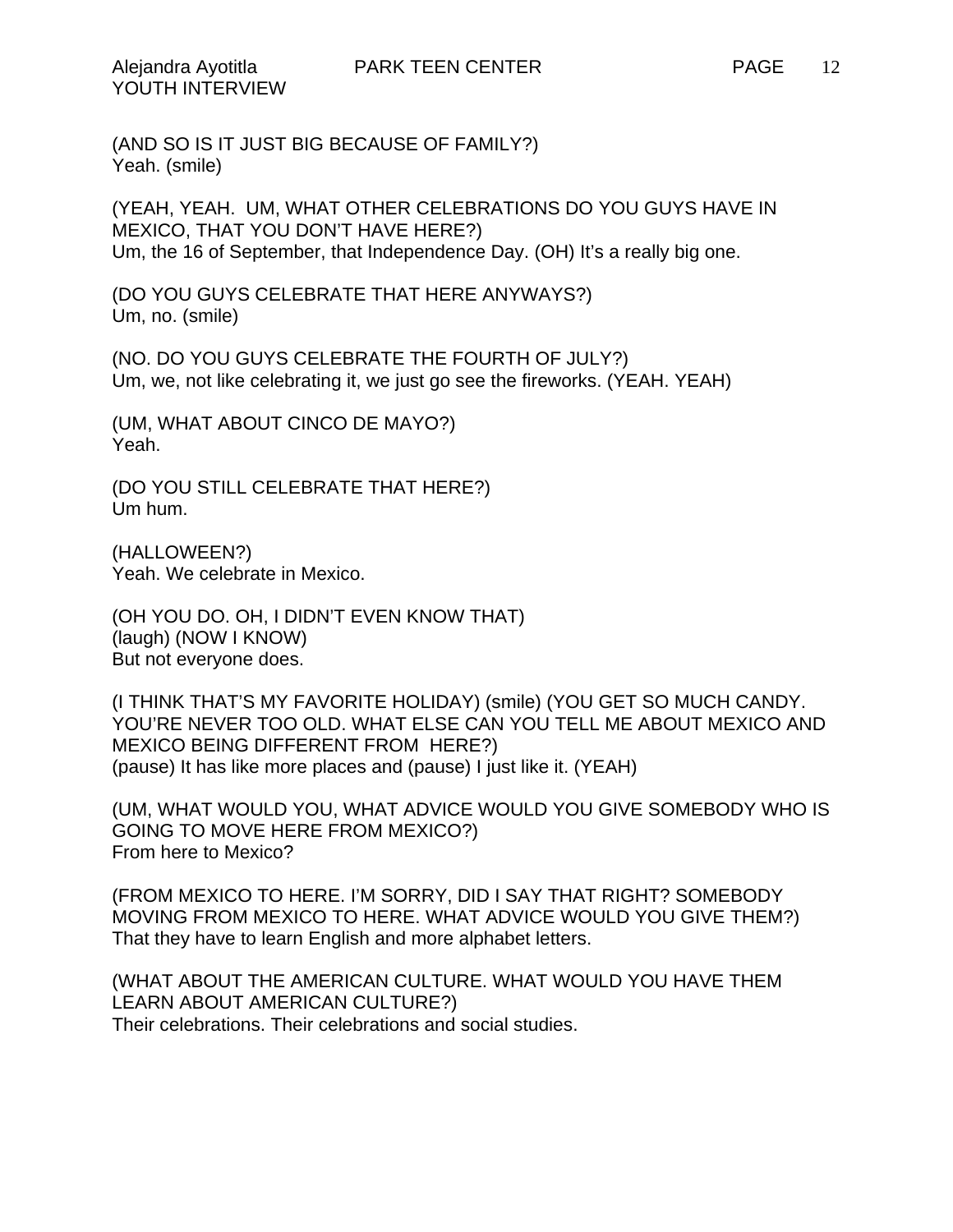(AND SO IS IT JUST BIG BECAUSE OF FAMILY?)
Yeah. (smile)

(YEAH, YEAH. UM, WHAT OTHER CELEBRATIONS DO YOU GUYS HAVE IN MEXICO, THAT YOU DON'T HAVE HERE?)
Um, the 16 of September, that Independence Day. (OH) It's a really big one.

(DO YOU GUYS CELEBRATE THAT HERE ANYWAYS?)
Um, no. (smile)

(NO. DO YOU GUYS CELEBRATE THE FOURTH OF JULY?)
Um, we, not like celebrating it, we just go see the fireworks. (YEAH. YEAH)

(UM, WHAT ABOUT CINCO DE MAYO?)
Yeah.

(DO YOU STILL CELEBRATE THAT HERE?)
Um hum.

(HALLOWEEN?)
Yeah. We celebrate in Mexico.

(OH YOU DO. OH, I DIDN'T EVEN KNOW THAT)
(laugh) (NOW I KNOW)
But not everyone does.

(I THINK THAT'S MY FAVORITE HOLIDAY) (smile) (YOU GET SO MUCH CANDY. YOU'RE NEVER TOO OLD. WHAT ELSE CAN YOU TELL ME ABOUT MEXICO AND MEXICO BEING DIFFERENT FROM HERE?)
(pause) It has like more places and (pause) I just like it. (YEAH)

(UM, WHAT WOULD YOU, WHAT ADVICE WOULD YOU GIVE SOMEBODY WHO IS GOING TO MOVE HERE FROM MEXICO?)
From here to Mexico?

(FROM MEXICO TO HERE. I'M SORRY, DID I SAY THAT RIGHT? SOMEBODY MOVING FROM MEXICO TO HERE. WHAT ADVICE WOULD YOU GIVE THEM?)
That they have to learn English and more alphabet letters.

(WHAT ABOUT THE AMERICAN CULTURE. WHAT WOULD YOU HAVE THEM LEARN ABOUT AMERICAN CULTURE?)
Their celebrations. Their celebrations and social studies.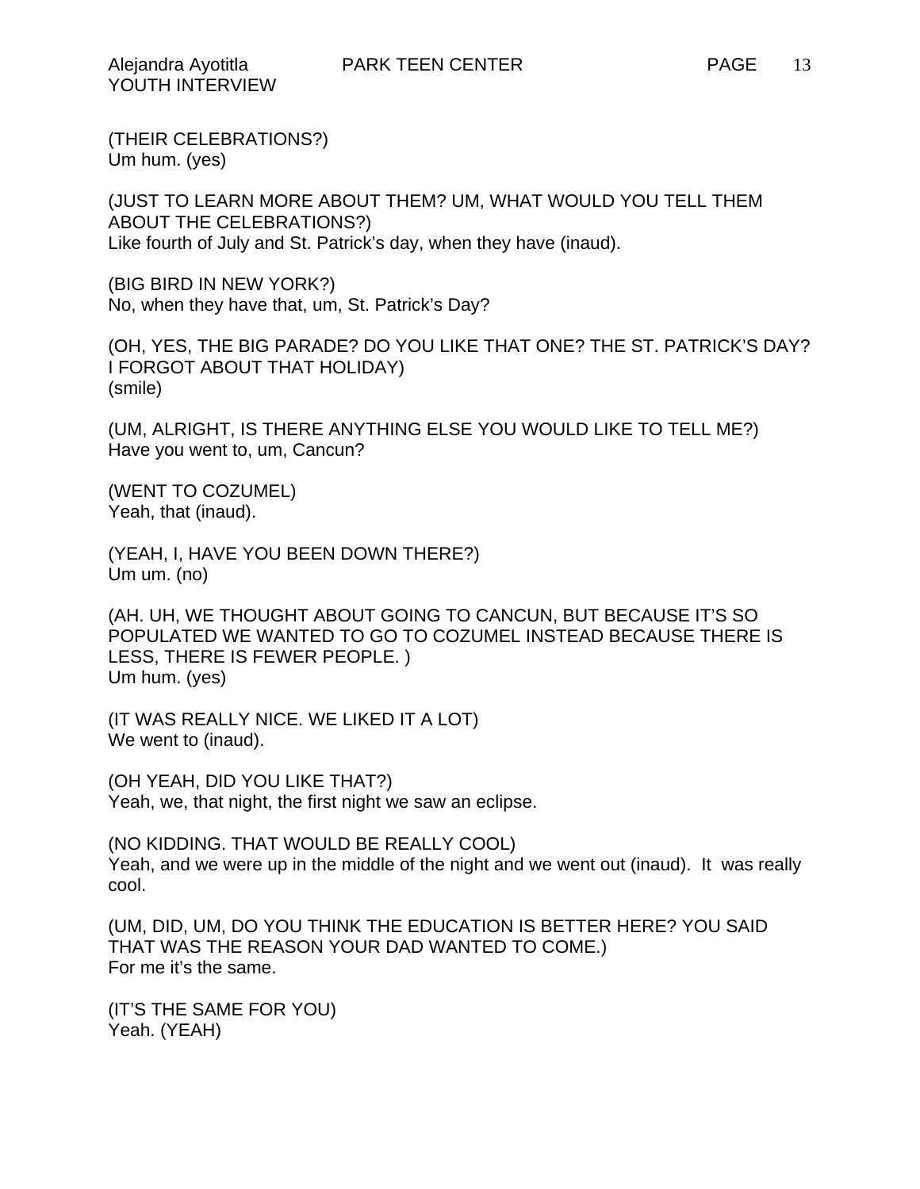(THEIR CELEBRATIONS?)
Um hum. (yes)

(JUST TO LEARN MORE ABOUT THEM? UM, WHAT WOULD YOU TELL THEM ABOUT THE CELEBRATIONS?)
Like fourth of July and St. Patrick's day, when they have (inaud).

(BIG BIRD IN NEW YORK?)
No, when they have that, um, St. Patrick's Day?

(OH, YES, THE BIG PARADE? DO YOU LIKE THAT ONE? THE ST. PATRICK'S DAY? I FORGOT ABOUT THAT HOLIDAY)
(smile)

(UM, ALRIGHT, IS THERE ANYTHING ELSE YOU WOULD LIKE TO TELL ME?)
Have you went to, um, Cancun?

(WENT TO COZUMEL)
Yeah, that (inaud).

(YEAH, I, HAVE YOU BEEN DOWN THERE?)
Um um. (no)

(AH. UH, WE THOUGHT ABOUT GOING TO CANCUN, BUT BECAUSE IT'S SO POPULATED WE WANTED TO GO TO COZUMEL INSTEAD BECAUSE THERE IS LESS, THERE IS FEWER PEOPLE. )
Um hum. (yes)

(IT WAS REALLY NICE. WE LIKED IT A LOT)
We went to (inaud).

(OH YEAH, DID YOU LIKE THAT?)
Yeah, we, that night, the first night we saw an eclipse.

(NO KIDDING. THAT WOULD BE REALLY COOL)
Yeah, and we were up in the middle of the night and we went out (inaud). It was really cool.

(UM, DID, UM, DO YOU THINK THE EDUCATION IS BETTER HERE? YOU SAID THAT WAS THE REASON YOUR DAD WANTED TO COME.)
For me it's the same.

(IT'S THE SAME FOR YOU)
Yeah. (YEAH)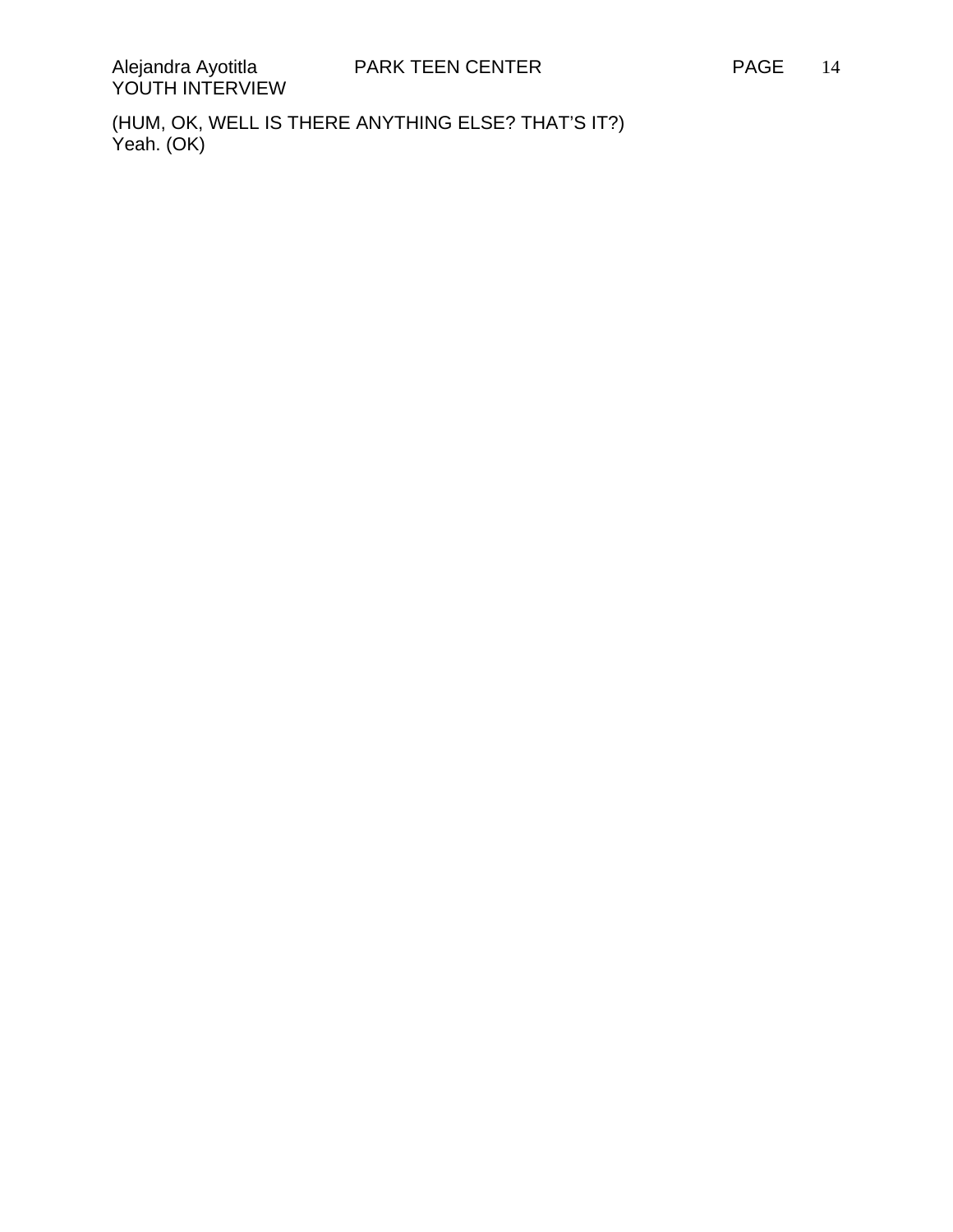(HUM, OK, WELL IS THERE ANYTHING ELSE? THAT'S IT?)
Yeah. (OK)